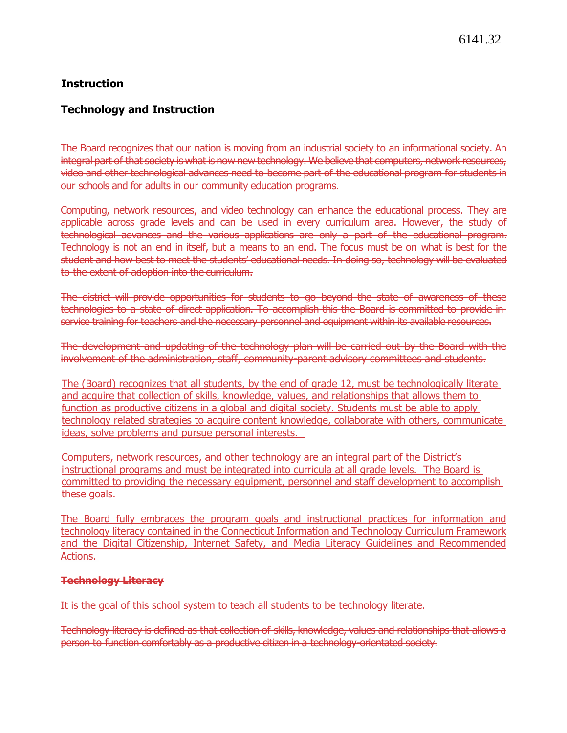6141.32

## Instruction

## Technology and Instruction

~~The Board recognizes that our nation is moving from an industrial society to an informational society. An integral part of that society is what is now new technology. We believe that computers, network resources, video and other technological advances need to become part of the educational program for students in our schools and for adults in our community education programs.~~

~~Computing, network resources, and video technology can enhance the educational process. They are applicable across grade levels and can be used in every curriculum area. However, the study of technological advances and the various applications are only a part of the educational program. Technology is not an end in itself, but a means to an end. The focus must be on what is best for the student and how best to meet the students' educational needs. In doing so, technology will be evaluated to the extent of adoption into the curriculum.~~

~~The district will provide opportunities for students to go beyond the state of awareness of these technologies to a state of direct application. To accomplish this the Board is committed to provide in-service training for teachers and the necessary personnel and equipment within its available resources.~~

~~The development and updating of the technology plan will be carried out by the Board with the involvement of the administration, staff, community-parent advisory committees and students.~~

<u>The (Board) recognizes that all students, by the end of grade 12, must be technologically literate and acquire that collection of skills, knowledge, values, and relationships that allows them to function as productive citizens in a global and digital society. Students must be able to apply technology related strategies to acquire content knowledge, collaborate with others, communicate ideas, solve problems and pursue personal interests.</u>

<u>Computers, network resources, and other technology are an integral part of the District's instructional programs and must be integrated into curricula at all grade levels. The Board is committed to providing the necessary equipment, personnel and staff development to accomplish these goals.</u>

<u>The Board fully embraces the program goals and instructional practices for information and technology literacy contained in the Connecticut Information and Technology Curriculum Framework and the Digital Citizenship, Internet Safety, and Media Literacy Guidelines and Recommended Actions.</u>

~~**Technology Literacy**~~

~~It is the goal of this school system to teach all students to be technology literate.~~

~~Technology literacy is defined as that collection of skills, knowledge, values and relationships that allows a person to function comfortably as a productive citizen in a technology-orientated society.~~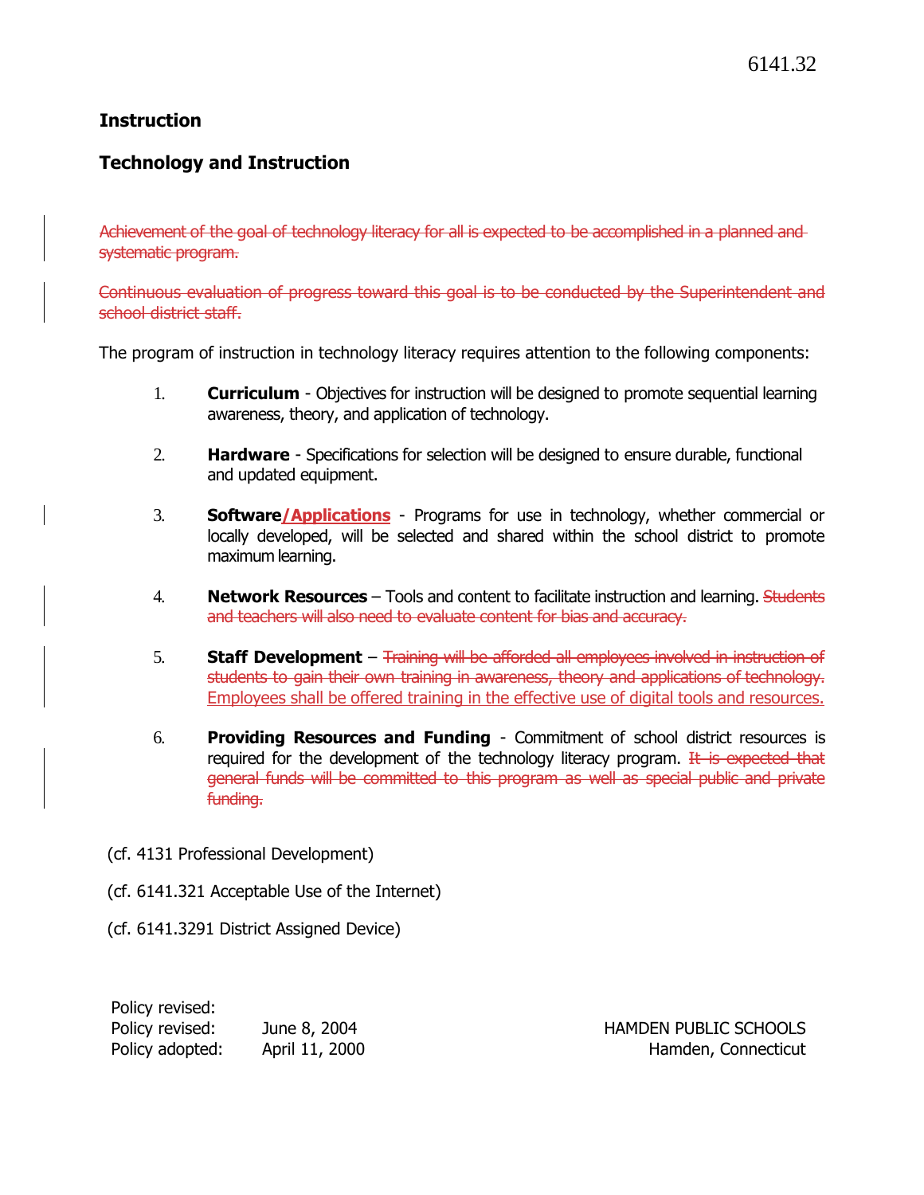6141.32

## Instruction

## Technology and Instruction

~~Achievement of the goal of technology literacy for all is expected to be accomplished in a planned and systematic program.~~

~~Continuous evaluation of progress toward this goal is to be conducted by the Superintendent and school district staff.~~

The program of instruction in technology literacy requires attention to the following components:

1. **Curriculum** - Objectives for instruction will be designed to promote sequential learning awareness, theory, and application of technology.

2. **Hardware** - Specifications for selection will be designed to ensure durable, functional and updated equipment.

3. **Software<u>/Applications</u>** - Programs for use in technology, whether commercial or locally developed, will be selected and shared within the school district to promote maximum learning.

4. **Network Resources** – Tools and content to facilitate instruction and learning. ~~Students and teachers will also need to evaluate content for bias and accuracy.~~

5. **Staff Development** – ~~Training will be afforded all employees involved in instruction of students to gain their own training in awareness, theory and applications of technology.~~ <u>Employees shall be offered training in the effective use of digital tools and resources.</u>

6. **Providing Resources and Funding** - Commitment of school district resources is required for the development of the technology literacy program. ~~It is expected that general funds will be committed to this program as well as special public and private funding.~~

(cf. 4131 Professional Development)

(cf. 6141.321 Acceptable Use of the Internet)

(cf. 6141.3291 District Assigned Device)

Policy revised:
Policy revised: June 8, 2004
Policy adopted: April 11, 2000

HAMDEN PUBLIC SCHOOLS
Hamden, Connecticut